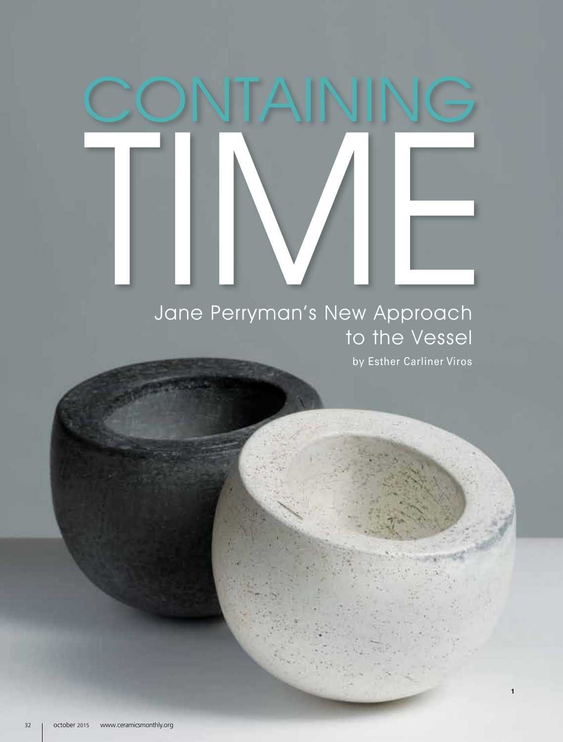# CONTAINING TIME

## Jane Perryman's New Approach to the Vessel

by Esther Carliner Viros

1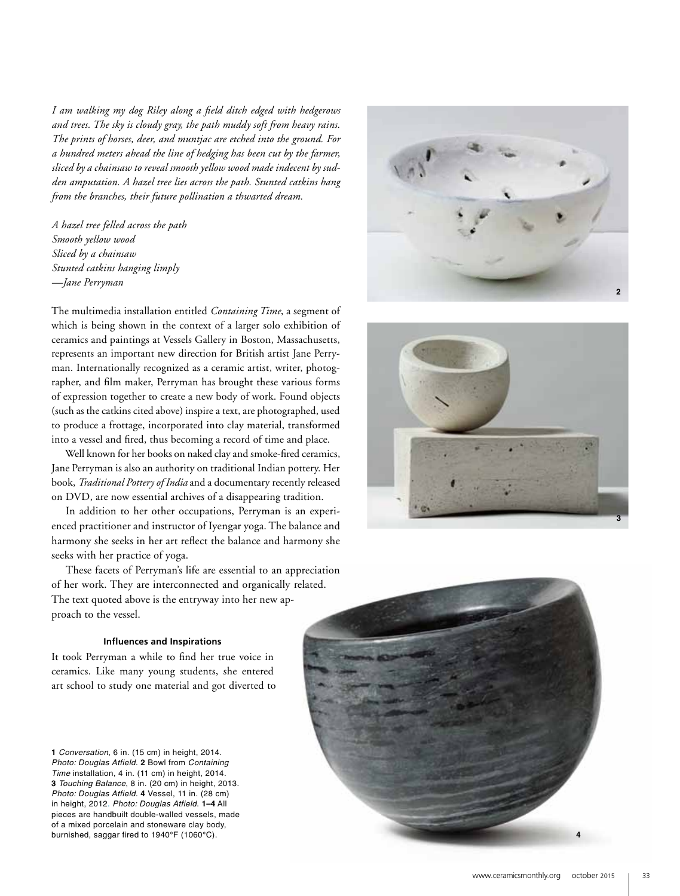*I am walking my dog Riley along a field ditch edged with hedgerows and trees. The sky is cloudy gray, the path muddy soft from heavy rains. The prints of horses, deer, and muntjac are etched into the ground. For a hundred meters ahead the line of hedging has been cut by the farmer, sliced by a chainsaw to reveal smooth yellow wood made indecent by sudden amputation. A hazel tree lies across the path. Stunted catkins hang from the branches, their future pollination a thwarted dream.*

*A hazel tree felled across the path*
*Smooth yellow wood*
*Sliced by a chainsaw*
*Stunted catkins hanging limply*
*—Jane Perryman*

The multimedia installation entitled *Containing Time*, a segment of which is being shown in the context of a larger solo exhibition of ceramics and paintings at Vessels Gallery in Boston, Massachusetts, represents an important new direction for British artist Jane Perryman. Internationally recognized as a ceramic artist, writer, photographer, and film maker, Perryman has brought these various forms of expression together to create a new body of work. Found objects (such as the catkins cited above) inspire a text, are photographed, used to produce a frottage, incorporated into clay material, transformed into a vessel and fired, thus becoming a record of time and place.

Well known for her books on naked clay and smoke-fired ceramics, Jane Perryman is also an authority on traditional Indian pottery. Her book, *Traditional Pottery of India* and a documentary recently released on DVD, are now essential archives of a disappearing tradition.

In addition to her other occupations, Perryman is an experienced practitioner and instructor of Iyengar yoga. The balance and harmony she seeks in her art reflect the balance and harmony she seeks with her practice of yoga.

These facets of Perryman's life are essential to an appreciation of her work. They are interconnected and organically related. The text quoted above is the entryway into her new approach to the vessel.

### Influences and Inspirations

It took Perryman a while to find her true voice in ceramics. Like many young students, she entered art school to study one material and got diverted to

**1** *Conversation*, 6 in. (15 cm) in height, 2014. *Photo: Douglas Atfield.* **2** Bowl from *Containing Time* installation, 4 in. (11 cm) in height, 2014. **3** *Touching Balance*, 8 in. (20 cm) in height, 2013. *Photo: Douglas Atfield.* **4** Vessel, 11 in. (28 cm) in height, 2012. *Photo: Douglas Atfield.* **1–4** All pieces are handbuilt double-walled vessels, made of a mixed porcelain and stoneware clay body, burnished, saggar fired to 1940°F (1060°C).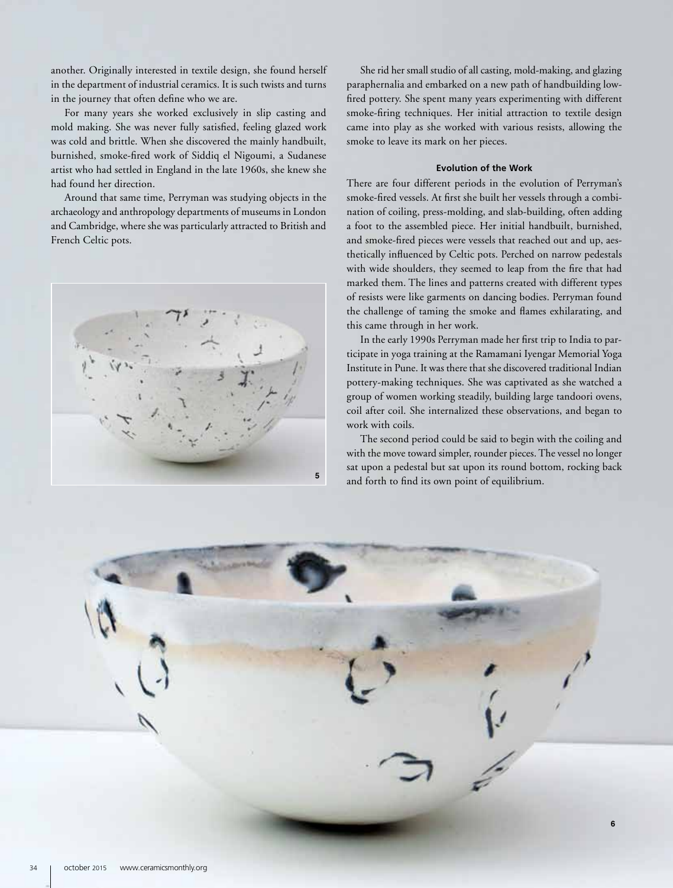another. Originally interested in textile design, she found herself in the department of industrial ceramics. It is such twists and turns in the journey that often define who we are.

For many years she worked exclusively in slip casting and mold making. She was never fully satisfied, feeling glazed work was cold and brittle. When she discovered the mainly handbuilt, burnished, smoke-fired work of Siddiq el Nigoumi, a Sudanese artist who had settled in England in the late 1960s, she knew she had found her direction.

Around that same time, Perryman was studying objects in the archaeology and anthropology departments of museums in London and Cambridge, where she was particularly attracted to British and French Celtic pots.

5

She rid her small studio of all casting, mold-making, and glazing paraphernalia and embarked on a new path of handbuilding low-fired pottery. She spent many years experimenting with different smoke-firing techniques. Her initial attraction to textile design came into play as she worked with various resists, allowing the smoke to leave its mark on her pieces.

### Evolution of the Work

There are four different periods in the evolution of Perryman's smoke-fired vessels. At first she built her vessels through a combination of coiling, press-molding, and slab-building, often adding a foot to the assembled piece. Her initial handbuilt, burnished, and smoke-fired pieces were vessels that reached out and up, aesthetically influenced by Celtic pots. Perched on narrow pedestals with wide shoulders, they seemed to leap from the fire that had marked them. The lines and patterns created with different types of resists were like garments on dancing bodies. Perryman found the challenge of taming the smoke and flames exhilarating, and this came through in her work.

In the early 1990s Perryman made her first trip to India to participate in yoga training at the Ramamani Iyengar Memorial Yoga Institute in Pune. It was there that she discovered traditional Indian pottery-making techniques. She was captivated as she watched a group of women working steadily, building large tandoori ovens, coil after coil. She internalized these observations, and began to work with coils.

The second period could be said to begin with the coiling and with the move toward simpler, rounder pieces. The vessel no longer sat upon a pedestal but sat upon its round bottom, rocking back and forth to find its own point of equilibrium.

6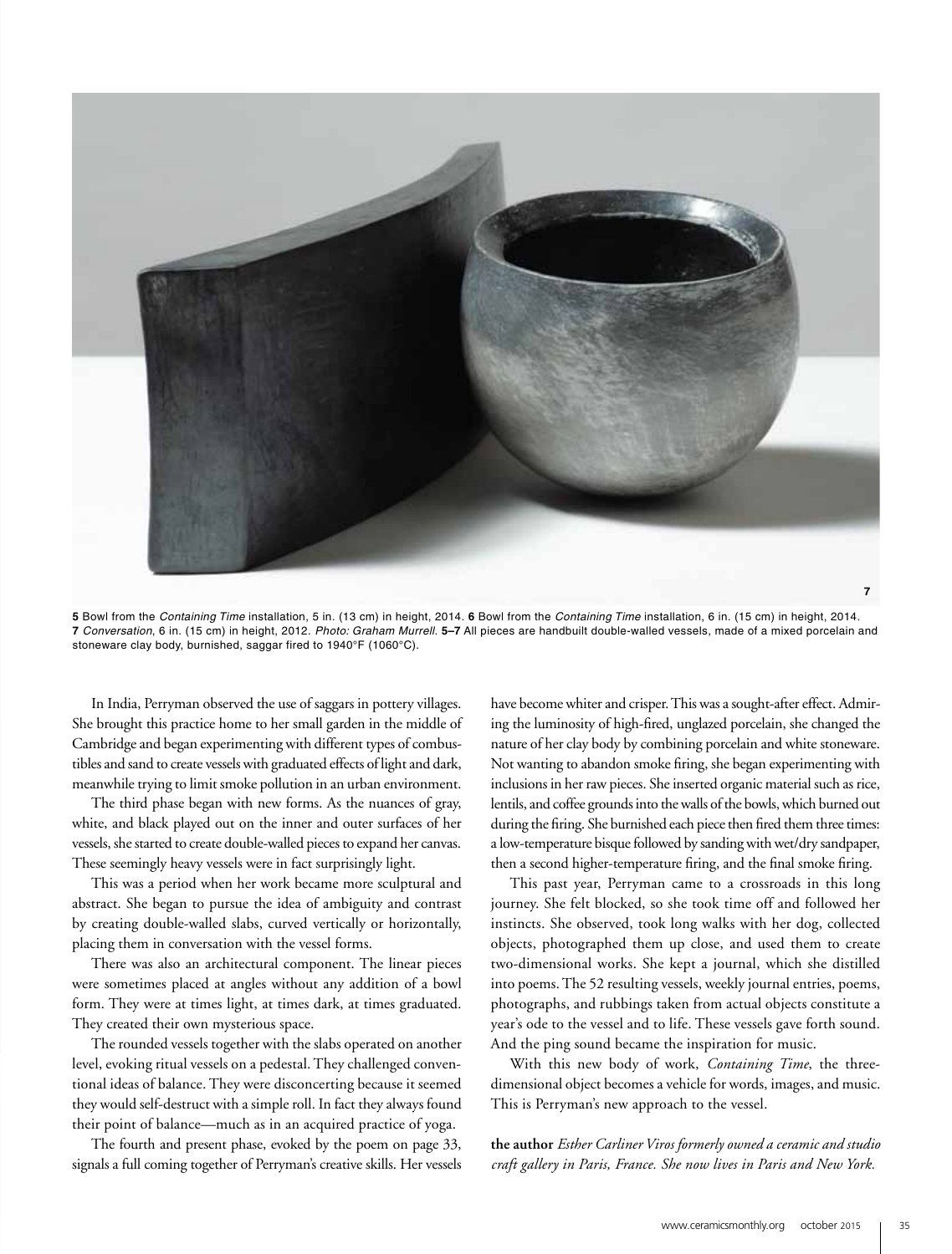7

**5** Bowl from the *Containing Time* installation, 5 in. (13 cm) in height, 2014. **6** Bowl from the *Containing Time* installation, 6 in. (15 cm) in height, 2014. **7** *Conversation*, 6 in. (15 cm) in height, 2012. *Photo: Graham Murrell.* **5–7** All pieces are handbuilt double-walled vessels, made of a mixed porcelain and stoneware clay body, burnished, saggar fired to 1940°F (1060°C).

In India, Perryman observed the use of saggars in pottery villages. She brought this practice home to her small garden in the middle of Cambridge and began experimenting with different types of combustibles and sand to create vessels with graduated effects of light and dark, meanwhile trying to limit smoke pollution in an urban environment.

The third phase began with new forms. As the nuances of gray, white, and black played out on the inner and outer surfaces of her vessels, she started to create double-walled pieces to expand her canvas. These seemingly heavy vessels were in fact surprisingly light.

This was a period when her work became more sculptural and abstract. She began to pursue the idea of ambiguity and contrast by creating double-walled slabs, curved vertically or horizontally, placing them in conversation with the vessel forms.

There was also an architectural component. The linear pieces were sometimes placed at angles without any addition of a bowl form. They were at times light, at times dark, at times graduated. They created their own mysterious space.

The rounded vessels together with the slabs operated on another level, evoking ritual vessels on a pedestal. They challenged conventional ideas of balance. They were disconcerting because it seemed they would self-destruct with a simple roll. In fact they always found their point of balance—much as in an acquired practice of yoga.

The fourth and present phase, evoked by the poem on page 33, signals a full coming together of Perryman's creative skills. Her vessels have become whiter and crisper. This was a sought-after effect. Admiring the luminosity of high-fired, unglazed porcelain, she changed the nature of her clay body by combining porcelain and white stoneware. Not wanting to abandon smoke firing, she began experimenting with inclusions in her raw pieces. She inserted organic material such as rice, lentils, and coffee grounds into the walls of the bowls, which burned out during the firing. She burnished each piece then fired them three times: a low-temperature bisque followed by sanding with wet/dry sandpaper, then a second higher-temperature firing, and the final smoke firing.

This past year, Perryman came to a crossroads in this long journey. She felt blocked, so she took time off and followed her instincts. She observed, took long walks with her dog, collected objects, photographed them up close, and used them to create two-dimensional works. She kept a journal, which she distilled into poems. The 52 resulting vessels, weekly journal entries, poems, photographs, and rubbings taken from actual objects constitute a year's ode to the vessel and to life. These vessels gave forth sound. And the ping sound became the inspiration for music.

With this new body of work, *Containing Time*, the three-dimensional object becomes a vehicle for words, images, and music. This is Perryman's new approach to the vessel.

**the author** *Esther Carliner Viros formerly owned a ceramic and studio craft gallery in Paris, France. She now lives in Paris and New York.*